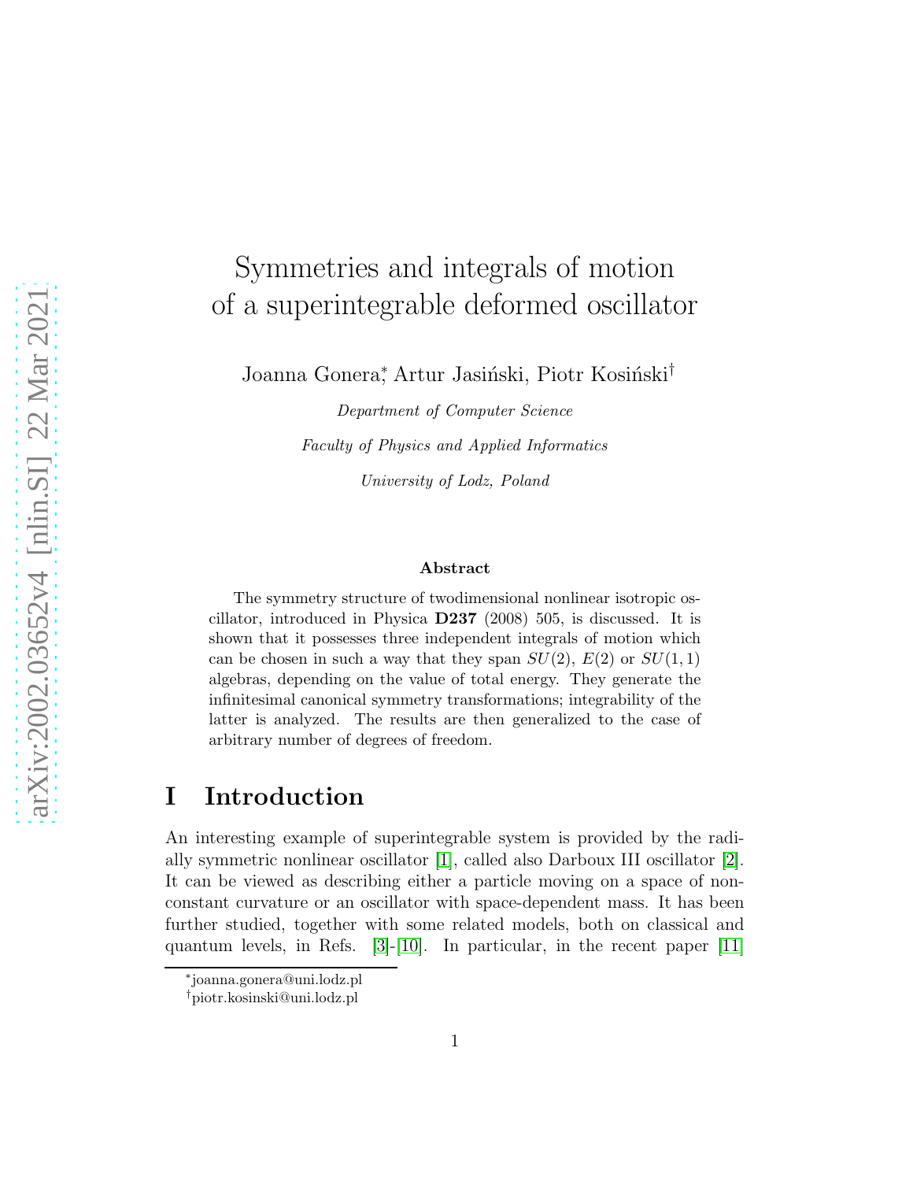# Symmetries and integrals of motion of a superintegrable deformed oscillator

Joanna Gonera[*], Artur Jasiński, Piotr Kosiński[†]

*Department of Computer Science*

*Faculty of Physics and Applied Informatics*

*University of Lodz, Poland*

### Abstract

The symmetry structure of twodimensional nonlinear isotropic oscillator, introduced in Physica **D237** (2008) 505, is discussed. It is shown that it possesses three independent integrals of motion which can be chosen in such a way that they span $SU(2)$, $E(2)$ or $SU(1,1)$ algebras, depending on the value of total energy. They generate the infinitesimal canonical symmetry transformations; integrability of the latter is analyzed. The results are then generalized to the case of arbitrary number of degrees of freedom.

# I Introduction

An interesting example of superintegrable system is provided by the radially symmetric nonlinear oscillator [1], called also Darboux III oscillator [2]. It can be viewed as describing either a particle moving on a space of nonconstant curvature or an oscillator with space-dependent mass. It has been further studied, together with some related models, both on classical and quantum levels, in Refs. [3]-[10]. In particular, in the recent paper [11]

[*] joanna.gonera@uni.lodz.pl

[†] piotr.kosinski@uni.lodz.pl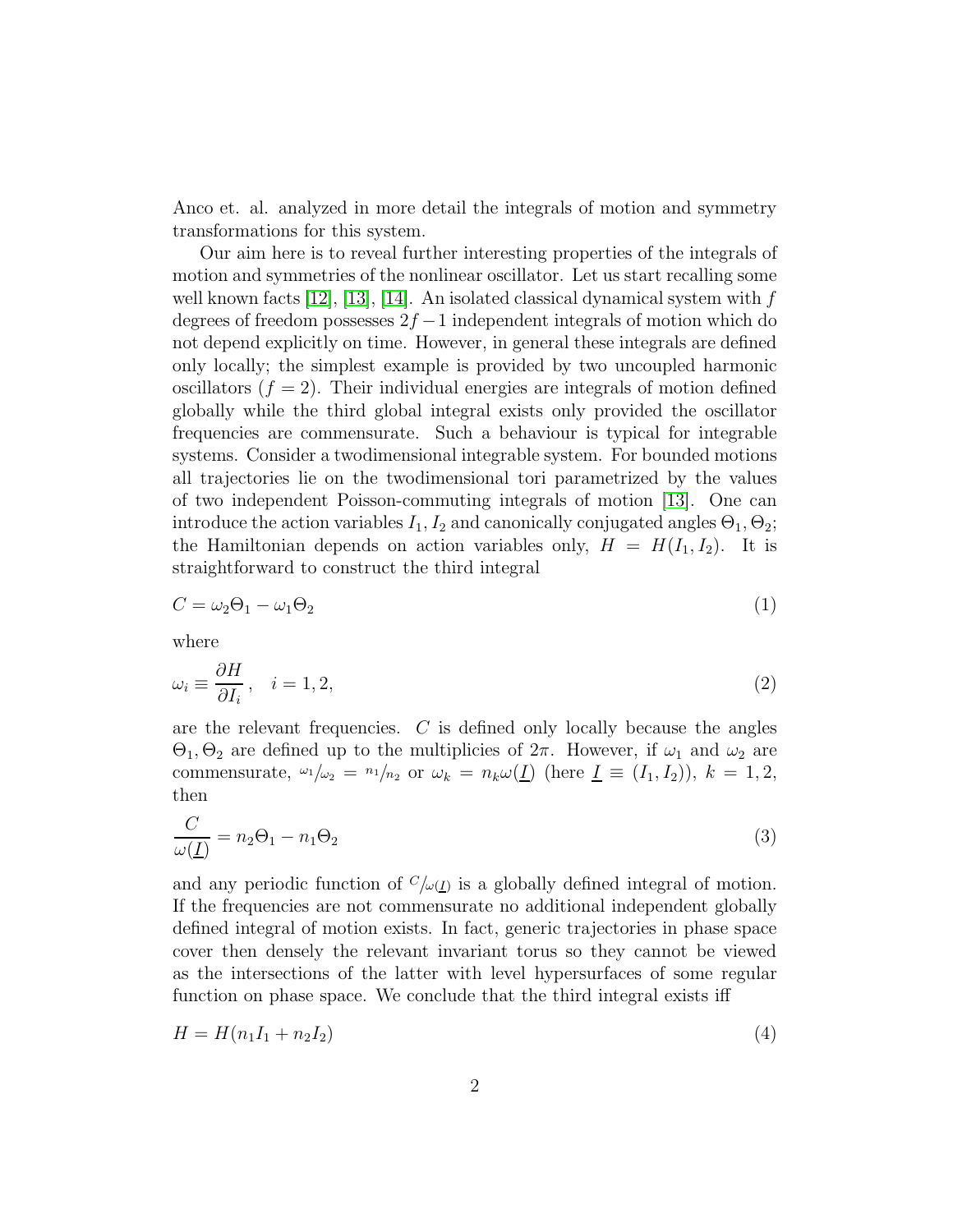Anco et. al. analyzed in more detail the integrals of motion and symmetry transformations for this system.

Our aim here is to reveal further interesting properties of the integrals of motion and symmetries of the nonlinear oscillator. Let us start recalling some well known facts [12], [13], [14]. An isolated classical dynamical system with $f$ degrees of freedom possesses $2f-1$ independent integrals of motion which do not depend explicitly on time. However, in general these integrals are defined only locally; the simplest example is provided by two uncoupled harmonic oscillators ($f = 2$). Their individual energies are integrals of motion defined globally while the third global integral exists only provided the oscillator frequencies are commensurate. Such a behaviour is typical for integrable systems. Consider a twodimensional integrable system. For bounded motions all trajectories lie on the twodimensional tori parametrized by the values of two independent Poisson-commuting integrals of motion [13]. One can introduce the action variables $I_1, I_2$ and canonically conjugated angles $\Theta_1, \Theta_2$; the Hamiltonian depends on action variables only, $H = H(I_1, I_2)$. It is straightforward to construct the third integral

$$C = \omega_2\Theta_1 - \omega_1\Theta_2 \tag{1}$$

where

$$\omega_i \equiv \frac{\partial H}{\partial I_i}, \quad i = 1, 2, \tag{2}$$

are the relevant frequencies. $C$ is defined only locally because the angles $\Theta_1, \Theta_2$ are defined up to the multiplicies of $2\pi$. However, if $\omega_1$ and $\omega_2$ are commensurate, ${}^{\omega_1}/_{\omega_2} = {}^{n_1}/_{n_2}$ or $\omega_k = n_k\omega(\underline{I})$ (here $\underline{I} \equiv (I_1, I_2)$), $k = 1, 2$, then

$$\frac{C}{\omega(\underline{I})} = n_2\Theta_1 - n_1\Theta_2 \tag{3}$$

and any periodic function of ${}^{C}/_{\omega(\underline{I})}$ is a globally defined integral of motion. If the frequencies are not commensurate no additional independent globally defined integral of motion exists. In fact, generic trajectories in phase space cover then densely the relevant invariant torus so they cannot be viewed as the intersections of the latter with level hypersurfaces of some regular function on phase space. We conclude that the third integral exists iff

$$H = H(n_1I_1 + n_2I_2) \tag{4}$$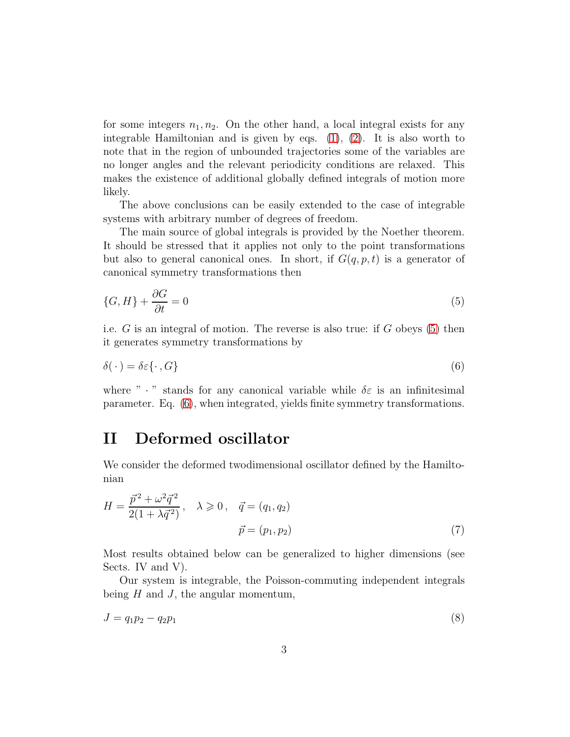for some integers $n_1, n_2$. On the other hand, a local integral exists for any integrable Hamiltonian and is given by eqs. (1), (2). It is also worth to note that in the region of unbounded trajectories some of the variables are no longer angles and the relevant periodicity conditions are relaxed. This makes the existence of additional globally defined integrals of motion more likely.

The above conclusions can be easily extended to the case of integrable systems with arbitrary number of degrees of freedom.

The main source of global integrals is provided by the Noether theorem. It should be stressed that it applies not only to the point transformations but also to general canonical ones. In short, if $G(q, p, t)$ is a generator of canonical symmetry transformations then

$$\{G, H\} + \frac{\partial G}{\partial t} = 0 \tag{5}$$

i.e. $G$ is an integral of motion. The reverse is also true: if $G$ obeys (5) then it generates symmetry transformations by

$$\delta(\,\cdot\,) = \delta\varepsilon\{\,\cdot\,, G\} \tag{6}$$

where " $\cdot$ " stands for any canonical variable while $\delta\varepsilon$ is an infinitesimal parameter. Eq. (6), when integrated, yields finite symmetry transformations.

## II Deformed oscillator

We consider the deformed twodimensional oscillator defined by the Hamiltonian

$$H = \frac{\vec{p}^{\,2} + \omega^2 \vec{q}^{\,2}}{2(1 + \lambda \vec{q}^{\,2})}, \quad \lambda \geqslant 0, \quad \vec{q} = (q_1, q_2), \quad \vec{p} = (p_1, p_2) \tag{7}$$

Most results obtained below can be generalized to higher dimensions (see Sects. IV and V).

Our system is integrable, the Poisson-commuting independent integrals being $H$ and $J$, the angular momentum,

$$J = q_1 p_2 - q_2 p_1 \tag{8}$$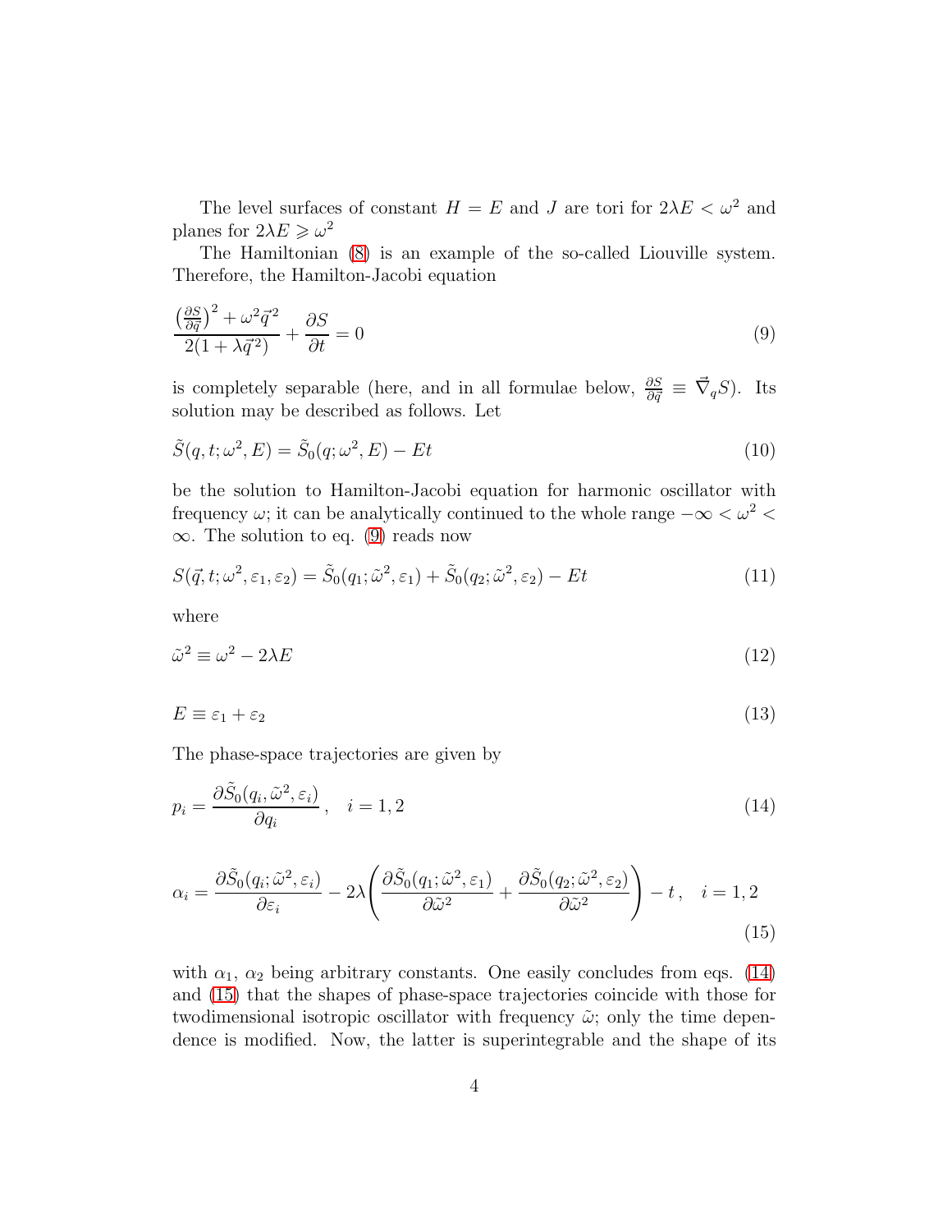The level surfaces of constant $H = E$ and $J$ are tori for $2\lambda E < \omega^2$ and planes for $2\lambda E \geqslant \omega^2$

The Hamiltonian (8) is an example of the so-called Liouville system. Therefore, the Hamilton-Jacobi equation

$$\frac{\left(\frac{\partial S}{\partial \vec{q}}\right)^2 + \omega^2 \vec{q}^{\,2}}{2(1+\lambda \vec{q}^{\,2})} + \frac{\partial S}{\partial t} = 0 \tag{9}$$

is completely separable (here, and in all formulae below, $\frac{\partial S}{\partial \vec{q}} \equiv \vec{\nabla}_q S$). Its solution may be described as follows. Let

$$\tilde{S}(q,t;\omega^2,E) = \tilde{S}_0(q;\omega^2,E) - Et \tag{10}$$

be the solution to Hamilton-Jacobi equation for harmonic oscillator with frequency $\omega$; it can be analytically continued to the whole range $-\infty < \omega^2 < \infty$. The solution to eq. (9) reads now

$$S(\vec{q},t;\omega^2,\varepsilon_1,\varepsilon_2) = \tilde{S}_0(q_1;\tilde{\omega}^2,\varepsilon_1) + \tilde{S}_0(q_2;\tilde{\omega}^2,\varepsilon_2) - Et \tag{11}$$

where

$$\tilde{\omega}^2 \equiv \omega^2 - 2\lambda E \tag{12}$$

$$E \equiv \varepsilon_1 + \varepsilon_2 \tag{13}$$

The phase-space trajectories are given by

$$p_i = \frac{\partial \tilde{S}_0(q_i,\tilde{\omega}^2,\varepsilon_i)}{\partial q_i}\,, \quad i = 1,2 \tag{14}$$

$$\alpha_i = \frac{\partial \tilde{S}_0(q_i;\tilde{\omega}^2,\varepsilon_i)}{\partial \varepsilon_i} - 2\lambda\left(\frac{\partial \tilde{S}_0(q_1;\tilde{\omega}^2,\varepsilon_1)}{\partial \tilde{\omega}^2} + \frac{\partial \tilde{S}_0(q_2;\tilde{\omega}^2,\varepsilon_2)}{\partial \tilde{\omega}^2}\right) - t\,, \quad i = 1,2 \tag{15}$$

with $\alpha_1$, $\alpha_2$ being arbitrary constants. One easily concludes from eqs. (14) and (15) that the shapes of phase-space trajectories coincide with those for twodimensional isotropic oscillator with frequency $\tilde{\omega}$; only the time dependence is modified. Now, the latter is superintegrable and the shape of its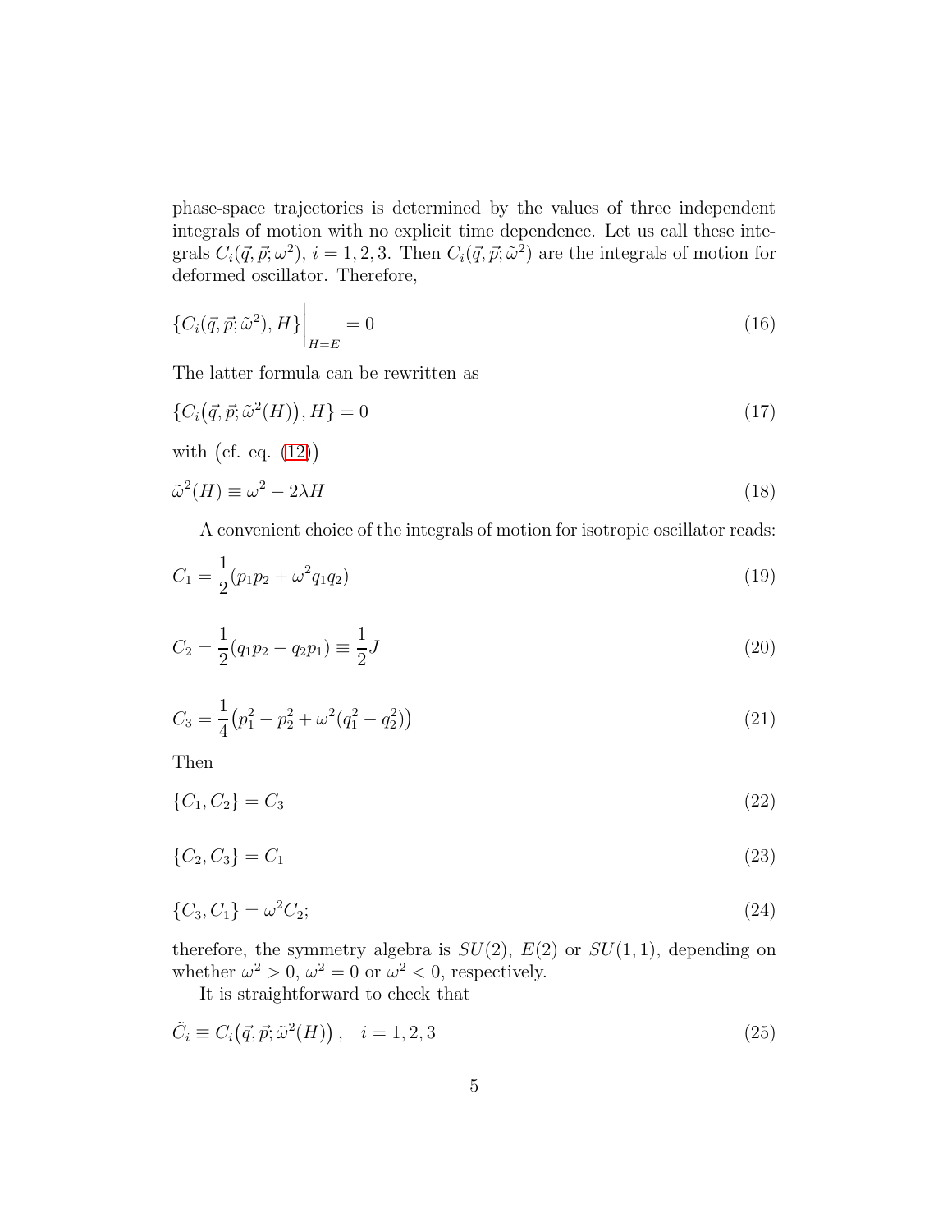phase-space trajectories is determined by the values of three independent integrals of motion with no explicit time dependence. Let us call these integrals $C_i(\vec{q},\vec{p};\omega^2)$, $i=1,2,3$. Then $C_i(\vec{q},\vec{p};\tilde{\omega}^2)$ are the integrals of motion for deformed oscillator. Therefore,

$$\{C_i(\vec{q},\vec{p};\tilde{\omega}^2), H\}\Big|_{H=E} = 0 \tag{16}$$

The latter formula can be rewritten as

$$\{C_i\big(\vec{q},\vec{p};\tilde{\omega}^2(H)\big), H\} = 0 \tag{17}$$

with (cf. eq. (12))

$$\tilde{\omega}^2(H) \equiv \omega^2 - 2\lambda H \tag{18}$$

A convenient choice of the integrals of motion for isotropic oscillator reads:

$$C_1 = \frac{1}{2}(p_1 p_2 + \omega^2 q_1 q_2) \tag{19}$$

$$C_2 = \frac{1}{2}(q_1 p_2 - q_2 p_1) \equiv \frac{1}{2}J \tag{20}$$

$$C_3 = \frac{1}{4}\big(p_1^2 - p_2^2 + \omega^2(q_1^2 - q_2^2)\big) \tag{21}$$

Then

$$\{C_1, C_2\} = C_3 \tag{22}$$

$$\{C_2, C_3\} = C_1 \tag{23}$$

$$\{C_3, C_1\} = \omega^2 C_2; \tag{24}$$

therefore, the symmetry algebra is $SU(2)$, $E(2)$ or $SU(1,1)$, depending on whether $\omega^2 > 0$, $\omega^2 = 0$ or $\omega^2 < 0$, respectively.

It is straightforward to check that

$$\tilde{C}_i \equiv C_i\big(\vec{q},\vec{p};\tilde{\omega}^2(H)\big)\,, \quad i=1,2,3 \tag{25}$$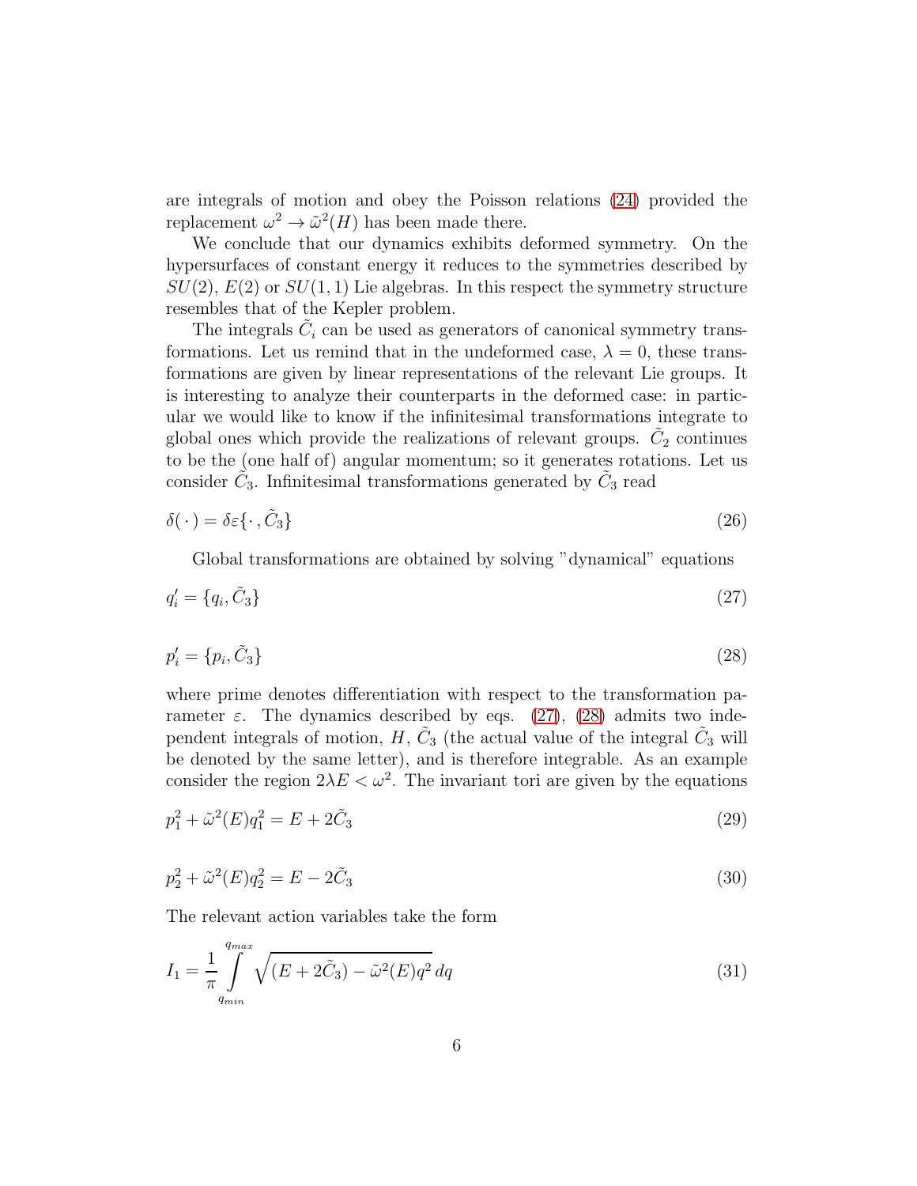are integrals of motion and obey the Poisson relations (24) provided the replacement $\omega^2 \to \tilde{\omega}^2(H)$ has been made there.

We conclude that our dynamics exhibits deformed symmetry. On the hypersurfaces of constant energy it reduces to the symmetries described by $SU(2)$, $E(2)$ or $SU(1,1)$ Lie algebras. In this respect the symmetry structure resembles that of the Kepler problem.

The integrals $\tilde{C}_i$ can be used as generators of canonical symmetry transformations. Let us remind that in the undeformed case, $\lambda = 0$, these transformations are given by linear representations of the relevant Lie groups. It is interesting to analyze their counterparts in the deformed case: in particular we would like to know if the infinitesimal transformations integrate to global ones which provide the realizations of relevant groups. $\tilde{C}_2$ continues to be the (one half of) angular momentum; so it generates rotations. Let us consider $\tilde{C}_3$. Infinitesimal transformations generated by $\tilde{C}_3$ read

$$\delta(\,\cdot\,) = \delta\varepsilon\{\,\cdot\,, \tilde{C}_3\} \tag{26}$$

Global transformations are obtained by solving "dynamical" equations

$$q_i' = \{q_i, \tilde{C}_3\} \tag{27}$$

$$p_i' = \{p_i, \tilde{C}_3\} \tag{28}$$

where prime denotes differentiation with respect to the transformation parameter $\varepsilon$. The dynamics described by eqs. (27), (28) admits two independent integrals of motion, $H$, $\tilde{C}_3$ (the actual value of the integral $\tilde{C}_3$ will be denoted by the same letter), and is therefore integrable. As an example consider the region $2\lambda E < \omega^2$. The invariant tori are given by the equations

$$p_1^2 + \tilde{\omega}^2(E)q_1^2 = E + 2\tilde{C}_3 \tag{29}$$

$$p_2^2 + \tilde{\omega}^2(E)q_2^2 = E - 2\tilde{C}_3 \tag{30}$$

The relevant action variables take the form

$$I_1 = \frac{1}{\pi}\int\limits_{q_{min}}^{q_{max}} \sqrt{(E + 2\tilde{C}_3) - \tilde{\omega}^2(E)q^2}\, dq \tag{31}$$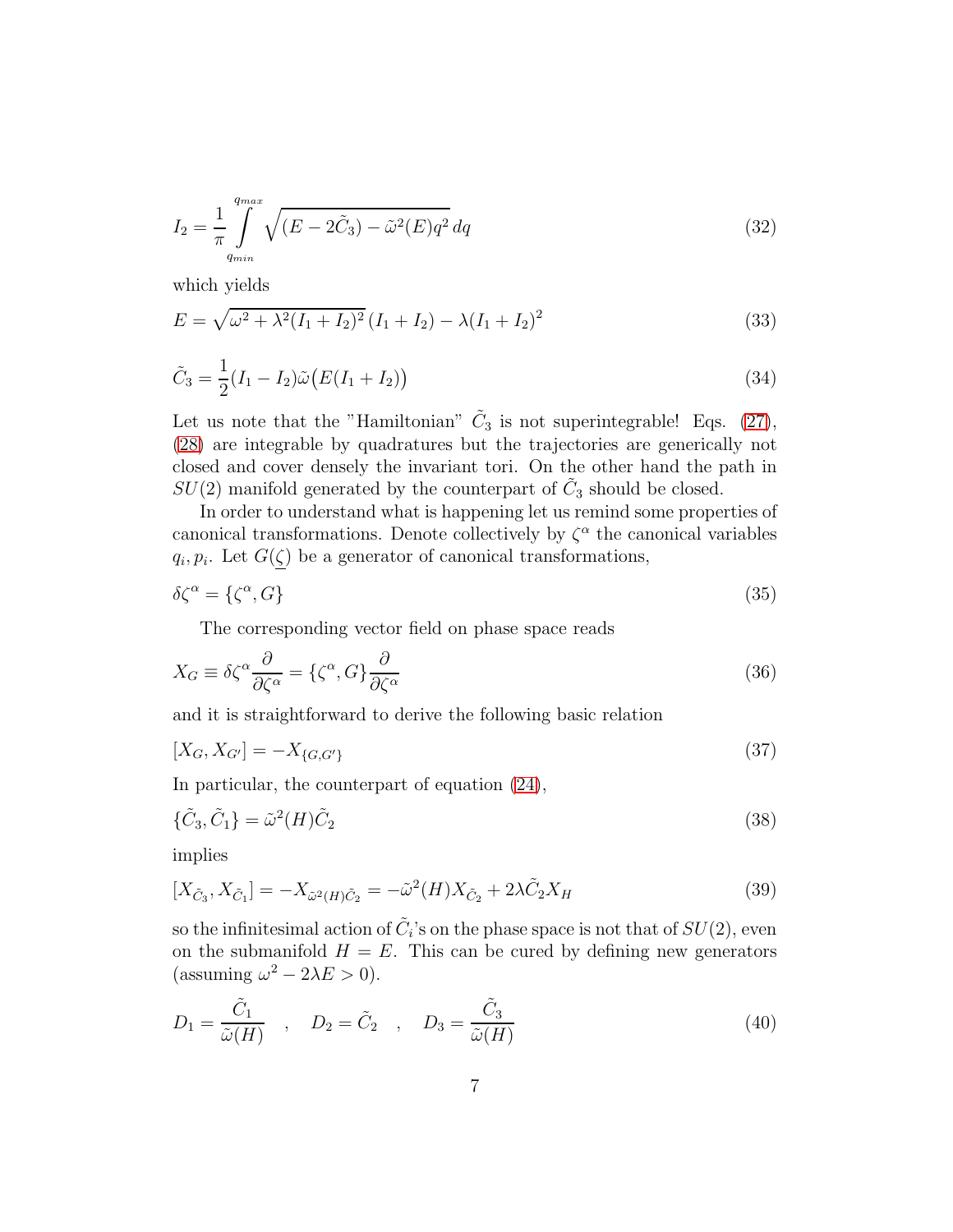$$
I_2 = \frac{1}{\pi} \int\limits_{q_{min}}^{q_{max}} \sqrt{(E - 2\tilde{C}_3) - \tilde{\omega}^2(E) q^2}\, dq \tag{32}
$$

which yields

$$
E = \sqrt{\omega^2 + \lambda^2 (I_1 + I_2)^2}\, (I_1 + I_2) - \lambda (I_1 + I_2)^2 \tag{33}
$$

$$
\tilde{C}_3 = \frac{1}{2}(I_1 - I_2) \tilde{\omega}\big(E(I_1 + I_2)\big) \tag{34}
$$

Let us note that the "Hamiltonian" $\tilde{C}_3$ is not superintegrable! Eqs. (27), (28) are integrable by quadratures but the trajectories are generically not closed and cover densely the invariant tori. On the other hand the path in $SU(2)$ manifold generated by the counterpart of $\tilde{C}_3$ should be closed.

In order to understand what is happening let us remind some properties of canonical transformations. Denote collectively by $\zeta^\alpha$ the canonical variables $q_i, p_i$. Let $G(\underline{\zeta})$ be a generator of canonical transformations,

$$
\delta \zeta^\alpha = \{\zeta^\alpha, G\} \tag{35}
$$

The corresponding vector field on phase space reads

$$
X_G \equiv \delta \zeta^\alpha \frac{\partial}{\partial \zeta^\alpha} = \{\zeta^\alpha, G\} \frac{\partial}{\partial \zeta^\alpha} \tag{36}
$$

and it is straightforward to derive the following basic relation

$$
[X_G, X_{G'}] = -X_{\{G, G'\}} \tag{37}
$$

In particular, the counterpart of equation (24),

$$
\{\tilde{C}_3, \tilde{C}_1\} = \tilde{\omega}^2(H) \tilde{C}_2 \tag{38}
$$

implies

$$
[X_{\tilde{C}_3}, X_{\tilde{C}_1}] = -X_{\tilde{\omega}^2(H)\tilde{C}_2} = -\tilde{\omega}^2(H) X_{\tilde{C}_2} + 2\lambda \tilde{C}_2 X_H \tag{39}
$$

so the infinitesimal action of $\tilde{C}_i$'s on the phase space is not that of $SU(2)$, even on the submanifold $H = E$. This can be cured by defining new generators (assuming $\omega^2 - 2\lambda E > 0$).

$$
D_1 = \frac{\tilde{C}_1}{\tilde{\omega}(H)} \quad , \quad D_2 = \tilde{C}_2 \quad , \quad D_3 = \frac{\tilde{C}_3}{\tilde{\omega}(H)} \tag{40}
$$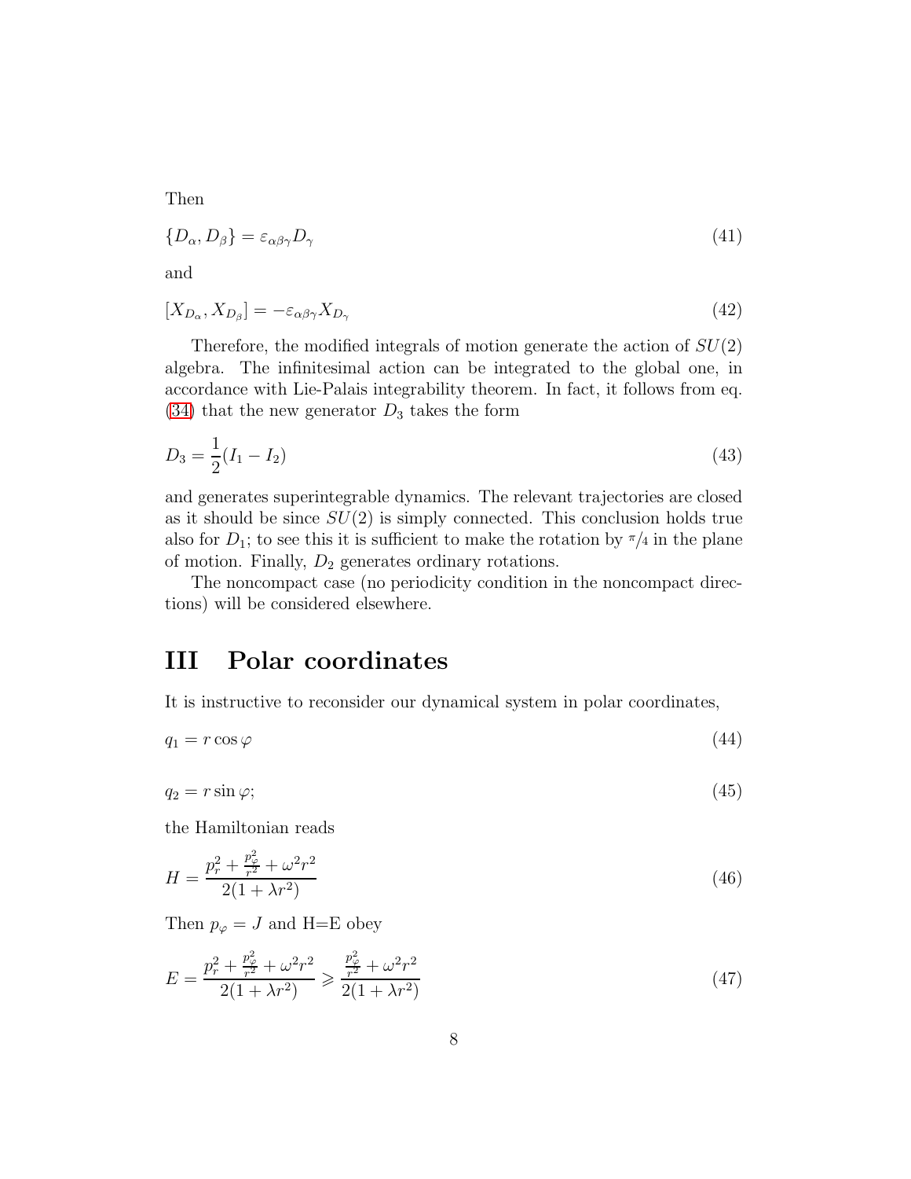Then

$$\{D_\alpha, D_\beta\} = \varepsilon_{\alpha\beta\gamma} D_\gamma \tag{41}$$

and

$$[X_{D_\alpha}, X_{D_\beta}] = -\varepsilon_{\alpha\beta\gamma} X_{D_\gamma} \tag{42}$$

Therefore, the modified integrals of motion generate the action of $SU(2)$ algebra. The infinitesimal action can be integrated to the global one, in accordance with Lie-Palais integrability theorem. In fact, it follows from eq. (34) that the new generator $D_3$ takes the form

$$D_3 = \frac{1}{2}(I_1 - I_2) \tag{43}$$

and generates superintegrable dynamics. The relevant trajectories are closed as it should be since $SU(2)$ is simply connected. This conclusion holds true also for $D_1$; to see this it is sufficient to make the rotation by $\pi/4$ in the plane of motion. Finally, $D_2$ generates ordinary rotations.

The noncompact case (no periodicity condition in the noncompact directions) will be considered elsewhere.

# III Polar coordinates

It is instructive to reconsider our dynamical system in polar coordinates,

$$q_1 = r\cos\varphi \tag{44}$$

$$q_2 = r\sin\varphi; \tag{45}$$

the Hamiltonian reads

$$H = \frac{p_r^2 + \frac{p_\varphi^2}{r^2} + \omega^2 r^2}{2(1+\lambda r^2)} \tag{46}$$

Then $p_\varphi = J$ and H=E obey

$$E = \frac{p_r^2 + \frac{p_\varphi^2}{r^2} + \omega^2 r^2}{2(1+\lambda r^2)} \geqslant \frac{\frac{p_\varphi^2}{r^2} + \omega^2 r^2}{2(1+\lambda r^2)} \tag{47}$$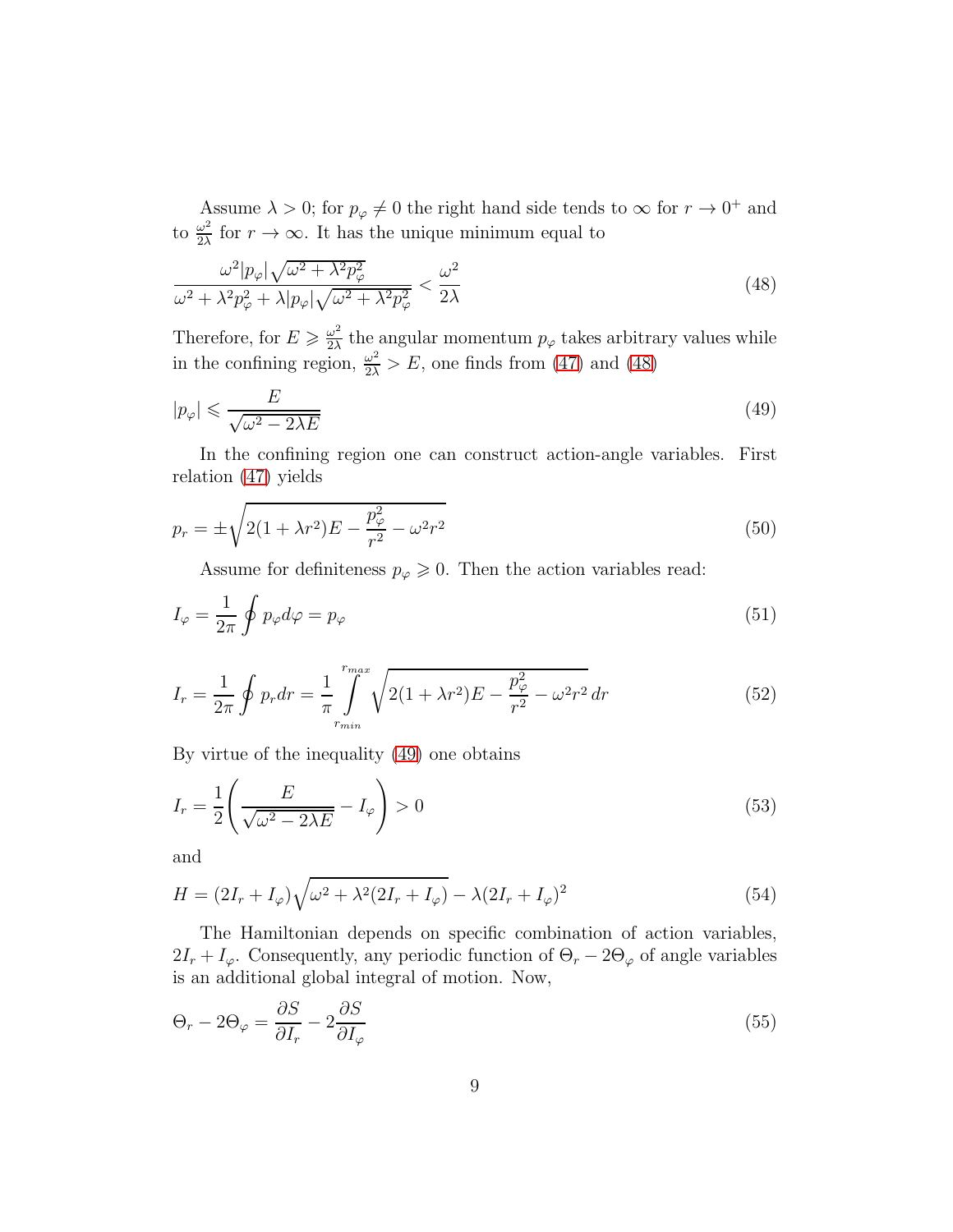Assume $\lambda > 0$; for $p_\varphi \neq 0$ the right hand side tends to $\infty$ for $r \to 0^+$ and to $\frac{\omega^2}{2\lambda}$ for $r \to \infty$. It has the unique minimum equal to

$$\frac{\omega^2 |p_\varphi| \sqrt{\omega^2 + \lambda^2 p_\varphi^2}}{\omega^2 + \lambda^2 p_\varphi^2 + \lambda |p_\varphi| \sqrt{\omega^2 + \lambda^2 p_\varphi^2}} < \frac{\omega^2}{2\lambda} \tag{48}$$

Therefore, for $E \geqslant \frac{\omega^2}{2\lambda}$ the angular momentum $p_\varphi$ takes arbitrary values while in the confining region, $\frac{\omega^2}{2\lambda} > E$, one finds from (47) and (48)

$$|p_\varphi| \leqslant \frac{E}{\sqrt{\omega^2 - 2\lambda E}} \tag{49}$$

In the confining region one can construct action-angle variables. First relation (47) yields

$$p_r = \pm \sqrt{2(1 + \lambda r^2) E - \frac{p_\varphi^2}{r^2} - \omega^2 r^2} \tag{50}$$

Assume for definiteness $p_\varphi \geqslant 0$. Then the action variables read:

$$I_\varphi = \frac{1}{2\pi} \oint p_\varphi d\varphi = p_\varphi \tag{51}$$

$$I_r = \frac{1}{2\pi} \oint p_r dr = \frac{1}{\pi} \int_{r_{min}}^{r_{max}} \sqrt{2(1 + \lambda r^2) E - \frac{p_\varphi^2}{r^2} - \omega^2 r^2} \, dr \tag{52}$$

By virtue of the inequality (49) one obtains

$$I_r = \frac{1}{2} \left( \frac{E}{\sqrt{\omega^2 - 2\lambda E}} - I_\varphi \right) > 0 \tag{53}$$

and

$$H = (2I_r + I_\varphi) \sqrt{\omega^2 + \lambda^2 (2I_r + I_\varphi)} - \lambda (2I_r + I_\varphi)^2 \tag{54}$$

The Hamiltonian depends on specific combination of action variables, $2I_r + I_\varphi$. Consequently, any periodic function of $\Theta_r - 2\Theta_\varphi$ of angle variables is an additional global integral of motion. Now,

$$\Theta_r - 2\Theta_\varphi = \frac{\partial S}{\partial I_r} - 2 \frac{\partial S}{\partial I_\varphi} \tag{55}$$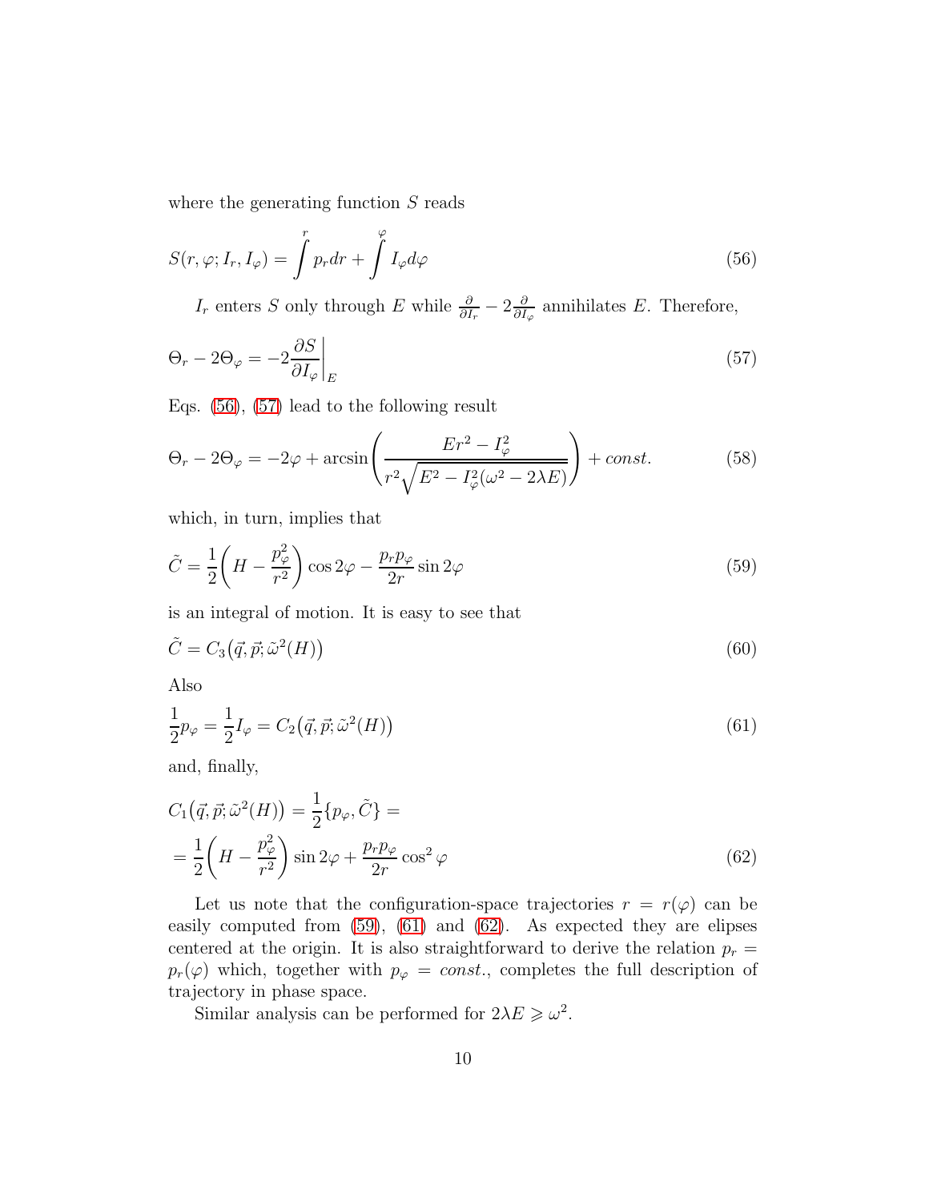where the generating function $S$ reads

$$S(r,\varphi;I_r,I_\varphi)=\int^r p_r dr+\int^\varphi I_\varphi d\varphi \tag{56}$$

$I_r$ enters $S$ only through $E$ while $\frac{\partial}{\partial I_r}-2\frac{\partial}{\partial I_\varphi}$ annihilates $E$. Therefore,

$$\Theta_r-2\Theta_\varphi=-2\frac{\partial S}{\partial I_\varphi}\bigg|_E \tag{57}$$

Eqs. (56), (57) lead to the following result

$$\Theta_r-2\Theta_\varphi=-2\varphi+\arcsin\left(\frac{Er^2-I_\varphi^2}{r^2\sqrt{E^2-I_\varphi^2(\omega^2-2\lambda E)}}\right)+const. \tag{58}$$

which, in turn, implies that

$$\tilde{C}=\frac{1}{2}\left(H-\frac{p_\varphi^2}{r^2}\right)\cos 2\varphi-\frac{p_r p_\varphi}{2r}\sin 2\varphi \tag{59}$$

is an integral of motion. It is easy to see that

$$\tilde{C}=C_3\big(\vec{q},\vec{p};\tilde{\omega}^2(H)\big) \tag{60}$$

Also

$$\frac{1}{2}p_\varphi=\frac{1}{2}I_\varphi=C_2\big(\vec{q},\vec{p};\tilde{\omega}^2(H)\big) \tag{61}$$

and, finally,

$$\begin{aligned}
&C_1\big(\vec{q},\vec{p};\tilde{\omega}^2(H)\big)=\frac{1}{2}\{p_\varphi,\tilde{C}\}=\\
&=\frac{1}{2}\left(H-\frac{p_\varphi^2}{r^2}\right)\sin 2\varphi+\frac{p_r p_\varphi}{2r}\cos^2\varphi
\end{aligned} \tag{62}$$

Let us note that the configuration-space trajectories $r=r(\varphi)$ can be easily computed from (59), (61) and (62). As expected they are elipses centered at the origin. It is also straightforward to derive the relation $p_r=p_r(\varphi)$ which, together with $p_\varphi=const.$, completes the full description of trajectory in phase space.

Similar analysis can be performed for $2\lambda E\geqslant\omega^2$.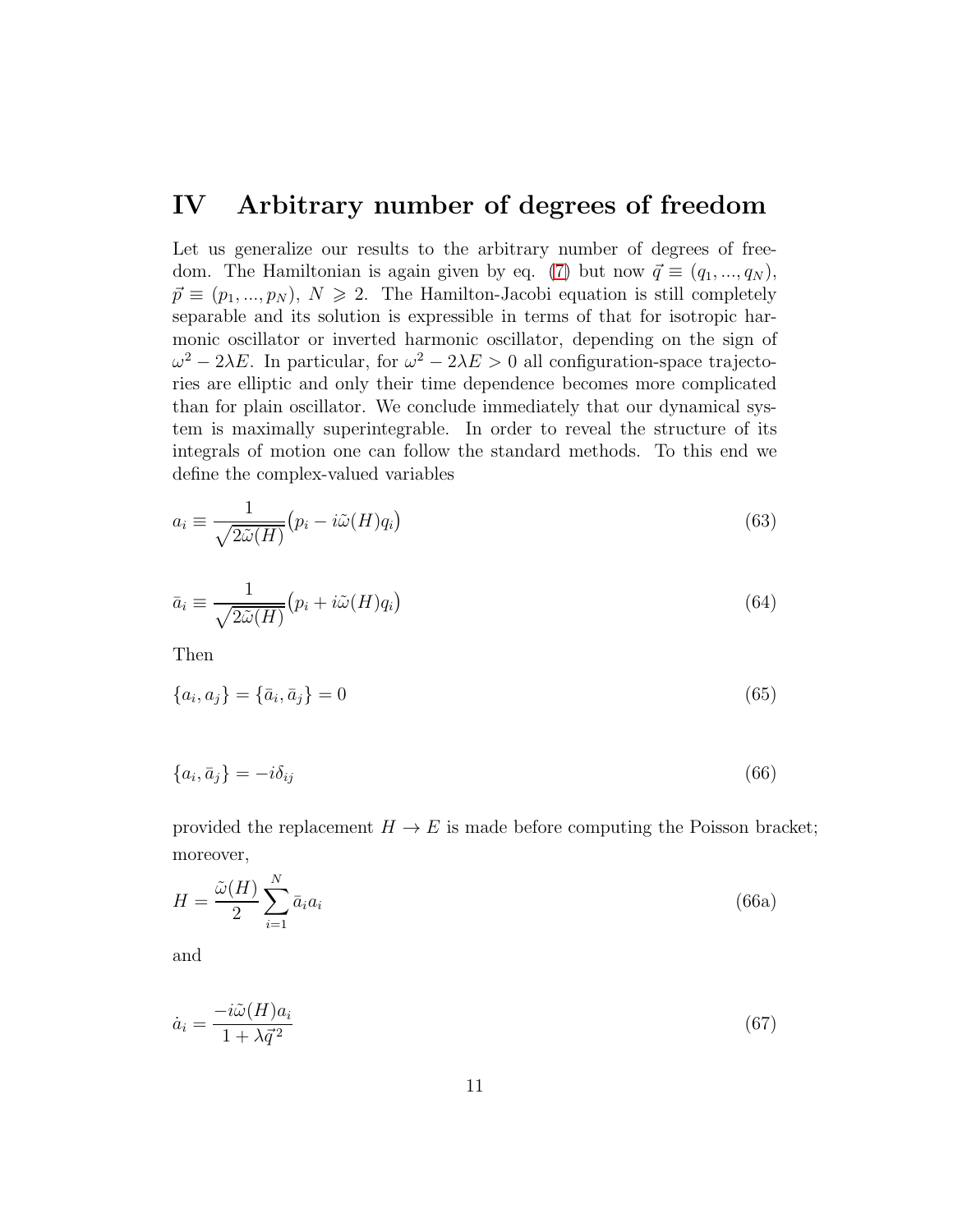## IV Arbitrary number of degrees of freedom

Let us generalize our results to the arbitrary number of degrees of freedom. The Hamiltonian is again given by eq. (7) but now $\vec{q} \equiv (q_1, ..., q_N)$, $\vec{p} \equiv (p_1, ..., p_N)$, $N \geqslant 2$. The Hamilton-Jacobi equation is still completely separable and its solution is expressible in terms of that for isotropic harmonic oscillator or inverted harmonic oscillator, depending on the sign of $\omega^2 - 2\lambda E$. In particular, for $\omega^2 - 2\lambda E > 0$ all configuration-space trajectories are elliptic and only their time dependence becomes more complicated than for plain oscillator. We conclude immediately that our dynamical system is maximally superintegrable. In order to reveal the structure of its integrals of motion one can follow the standard methods. To this end we define the complex-valued variables

$$a_i \equiv \frac{1}{\sqrt{2\tilde{\omega}(H)}}\big(p_i - i\tilde{\omega}(H)q_i\big) \tag{63}$$

$$\bar{a}_i \equiv \frac{1}{\sqrt{2\tilde{\omega}(H)}}\big(p_i + i\tilde{\omega}(H)q_i\big) \tag{64}$$

Then

$$\{a_i, a_j\} = \{\bar{a}_i, \bar{a}_j\} = 0 \tag{65}$$

$$\{a_i, \bar{a}_j\} = -i\delta_{ij} \tag{66}$$

provided the replacement $H \to E$ is made before computing the Poisson bracket; moreover,

$$H = \frac{\tilde{\omega}(H)}{2}\sum_{i=1}^{N} \bar{a}_i a_i \tag{66a}$$

and

$$\dot{a}_i = \frac{-i\tilde{\omega}(H)a_i}{1 + \lambda\vec{q}^{\,2}} \tag{67}$$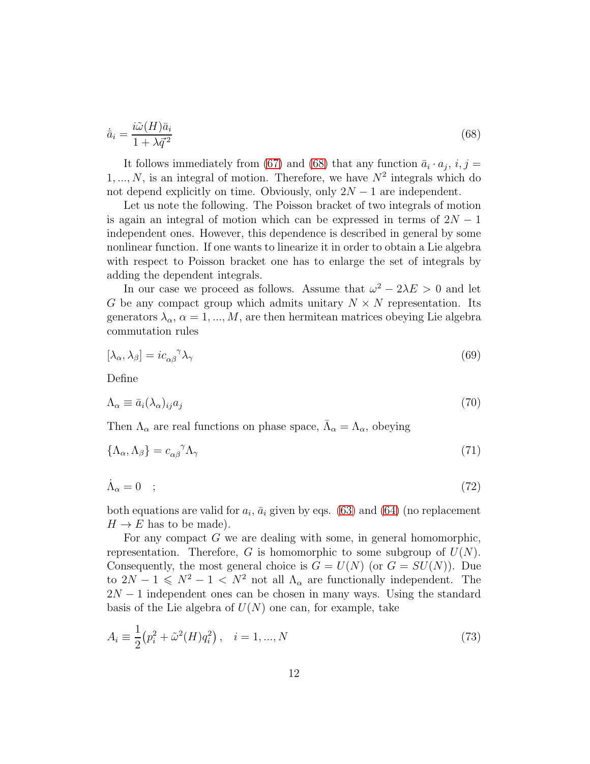$$\dot{\bar{a}}_i = \frac{i\tilde{\omega}(H)\bar{a}_i}{1+\lambda\vec{q}^{\,2}} \tag{68}$$

It follows immediately from (67) and (68) that any function $\bar{a}_i \cdot a_j$, $i,j = 1,...,N$, is an integral of motion. Therefore, we have $N^2$ integrals which do not depend explicitly on time. Obviously, only $2N-1$ are independent.

Let us note the following. The Poisson bracket of two integrals of motion is again an integral of motion which can be expressed in terms of $2N-1$ independent ones. However, this dependence is described in general by some nonlinear function. If one wants to linearize it in order to obtain a Lie algebra with respect to Poisson bracket one has to enlarge the set of integrals by adding the dependent integrals.

In our case we proceed as follows. Assume that $\omega^2 - 2\lambda E > 0$ and let $G$ be any compact group which admits unitary $N \times N$ representation. Its generators $\lambda_\alpha$, $\alpha = 1,...,M$, are then hermitean matrices obeying Lie algebra commutation rules

$$[\lambda_\alpha, \lambda_\beta] = i c_{\alpha\beta}{}^{\gamma}\lambda_\gamma \tag{69}$$

Define

$$\Lambda_\alpha \equiv \bar{a}_i(\lambda_\alpha)_{ij}a_j \tag{70}$$

Then $\Lambda_\alpha$ are real functions on phase space, $\bar{\Lambda}_\alpha = \Lambda_\alpha$, obeying

$$\{\Lambda_\alpha, \Lambda_\beta\} = c_{\alpha\beta}{}^{\gamma}\Lambda_\gamma \tag{71}$$

$$\dot{\Lambda}_\alpha = 0 \quad ; \tag{72}$$

both equations are valid for $a_i$, $\bar{a}_i$ given by eqs. (63) and (64) (no replacement $H \to E$ has to be made).

For any compact $G$ we are dealing with some, in general homomorphic, representation. Therefore, $G$ is homomorphic to some subgroup of $U(N)$. Consequently, the most general choice is $G = U(N)$ (or $G = SU(N)$). Due to $2N-1 \leqslant N^2-1 < N^2$ not all $\Lambda_\alpha$ are functionally independent. The $2N-1$ independent ones can be chosen in many ways. Using the standard basis of the Lie algebra of $U(N)$ one can, for example, take

$$A_i \equiv \frac{1}{2}\left(p_i^2 + \tilde{\omega}^2(H)q_i^2\right), \quad i = 1,...,N \tag{73}$$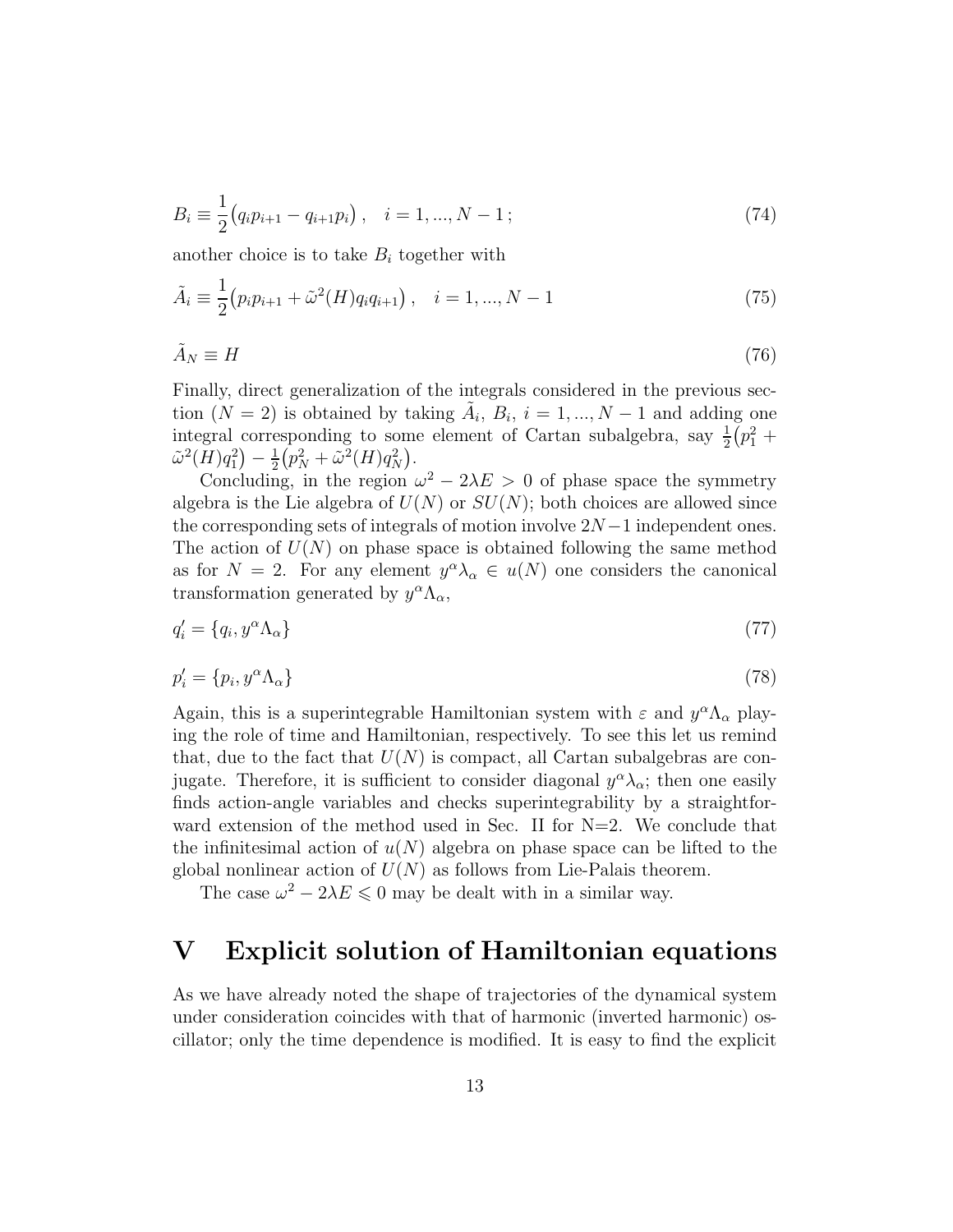$$B_i \equiv \frac{1}{2}\big(q_i p_{i+1} - q_{i+1} p_i\big)\,, \quad i = 1, ..., N-1\,; \tag{74}$$

another choice is to take $B_i$ together with

$$\tilde{A}_i \equiv \frac{1}{2}\big(p_i p_{i+1} + \tilde{\omega}^2(H) q_i q_{i+1}\big)\,, \quad i = 1, ..., N-1 \tag{75}$$

$$\tilde{A}_N \equiv H \tag{76}$$

Finally, direct generalization of the integrals considered in the previous section ($N = 2$) is obtained by taking $\tilde{A}_i$, $B_i$, $i = 1, ..., N-1$ and adding one integral corresponding to some element of Cartan subalgebra, say $\frac{1}{2}\big(p_1^2 + \tilde{\omega}^2(H) q_1^2\big) - \frac{1}{2}\big(p_N^2 + \tilde{\omega}^2(H) q_N^2\big)$.

Concluding, in the region $\omega^2 - 2\lambda E > 0$ of phase space the symmetry algebra is the Lie algebra of $U(N)$ or $SU(N)$; both choices are allowed since the corresponding sets of integrals of motion involve $2N-1$ independent ones. The action of $U(N)$ on phase space is obtained following the same method as for $N = 2$. For any element $y^\alpha \lambda_\alpha \in u(N)$ one considers the canonical transformation generated by $y^\alpha \Lambda_\alpha$,

$$q_i' = \{q_i, y^\alpha \Lambda_\alpha\} \tag{77}$$

$$p_i' = \{p_i, y^\alpha \Lambda_\alpha\} \tag{78}$$

Again, this is a superintegrable Hamiltonian system with $\varepsilon$ and $y^\alpha \Lambda_\alpha$ playing the role of time and Hamiltonian, respectively. To see this let us remind that, due to the fact that $U(N)$ is compact, all Cartan subalgebras are conjugate. Therefore, it is sufficient to consider diagonal $y^\alpha \lambda_\alpha$; then one easily finds action-angle variables and checks superintegrability by a straightforward extension of the method used in Sec. II for N=2. We conclude that the infinitesimal action of $u(N)$ algebra on phase space can be lifted to the global nonlinear action of $U(N)$ as follows from Lie-Palais theorem.

The case $\omega^2 - 2\lambda E \leqslant 0$ may be dealt with in a similar way.

# V Explicit solution of Hamiltonian equations

As we have already noted the shape of trajectories of the dynamical system under consideration coincides with that of harmonic (inverted harmonic) oscillator; only the time dependence is modified. It is easy to find the explicit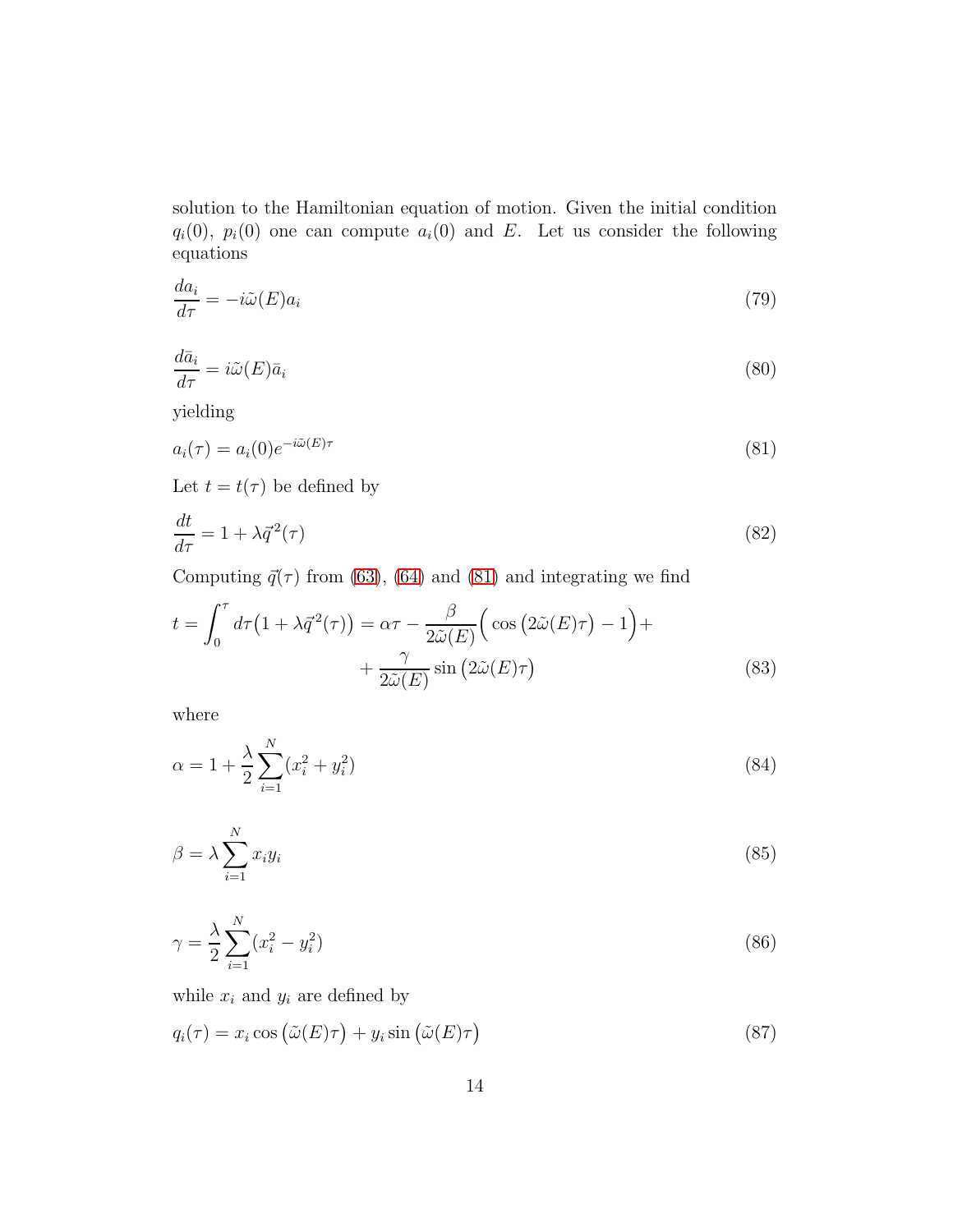solution to the Hamiltonian equation of motion. Given the initial condition $q_i(0)$, $p_i(0)$ one can compute $a_i(0)$ and $E$. Let us consider the following equations

$$\frac{da_i}{d\tau} = -i\tilde{\omega}(E)a_i \tag{79}$$

$$\frac{d\bar{a}_i}{d\tau} = i\tilde{\omega}(E)\bar{a}_i \tag{80}$$

yielding

$$a_i(\tau) = a_i(0)e^{-i\tilde{\omega}(E)\tau} \tag{81}$$

Let $t = t(\tau)$ be defined by

$$\frac{dt}{d\tau} = 1 + \lambda\vec{q}^{\,2}(\tau) \tag{82}$$

Computing $\vec{q}(\tau)$ from (63), (64) and (81) and integrating we find

$$t = \int_0^\tau d\tau\big(1 + \lambda\vec{q}^{\,2}(\tau)\big) = \alpha\tau - \frac{\beta}{2\tilde{\omega}(E)}\Big(\cos\big(2\tilde{\omega}(E)\tau\big) - 1\Big) + \\ + \frac{\gamma}{2\tilde{\omega}(E)}\sin\big(2\tilde{\omega}(E)\tau\big) \tag{83}$$

where

$$\alpha = 1 + \frac{\lambda}{2}\sum_{i=1}^{N}(x_i^2 + y_i^2) \tag{84}$$

$$\beta = \lambda\sum_{i=1}^{N}x_iy_i \tag{85}$$

$$\gamma = \frac{\lambda}{2}\sum_{i=1}^{N}(x_i^2 - y_i^2) \tag{86}$$

while $x_i$ and $y_i$ are defined by

$$q_i(\tau) = x_i\cos\big(\tilde{\omega}(E)\tau\big) + y_i\sin\big(\tilde{\omega}(E)\tau\big) \tag{87}$$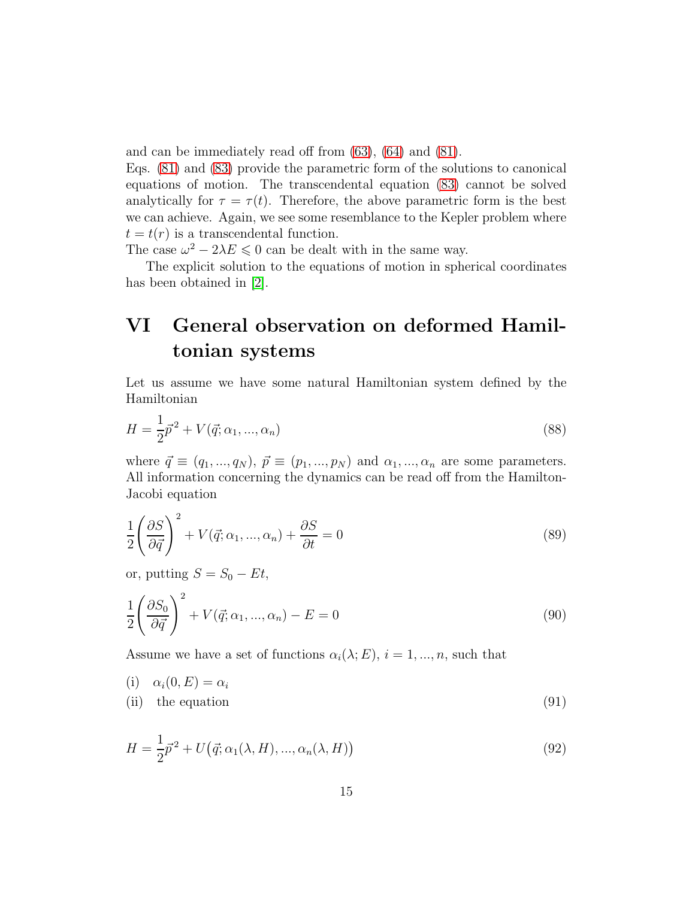and can be immediately read off from (63), (64) and (81).
Eqs. (81) and (83) provide the parametric form of the solutions to canonical equations of motion. The transcendental equation (83) cannot be solved analytically for $\tau = \tau(t)$. Therefore, the above parametric form is the best we can achieve. Again, we see some resemblance to the Kepler problem where $t = t(r)$ is a transcendental function.
The case $\omega^2 - 2\lambda E \leqslant 0$ can be dealt with in the same way.

The explicit solution to the equations of motion in spherical coordinates has been obtained in [2].

# VI General observation on deformed Hamiltonian systems

Let us assume we have some natural Hamiltonian system defined by the Hamiltonian

$$H = \frac{1}{2}\vec{p}^{\,2} + V(\vec{q};\alpha_1,...,\alpha_n) \tag{88}$$

where $\vec{q} \equiv (q_1,...,q_N)$, $\vec{p} \equiv (p_1,...,p_N)$ and $\alpha_1,...,\alpha_n$ are some parameters. All information concerning the dynamics can be read off from the Hamilton-Jacobi equation

$$\frac{1}{2}\left(\frac{\partial S}{\partial \vec{q}}\right)^2 + V(\vec{q};\alpha_1,...,\alpha_n) + \frac{\partial S}{\partial t} = 0 \tag{89}$$

or, putting $S = S_0 - Et$,

$$\frac{1}{2}\left(\frac{\partial S_0}{\partial \vec{q}}\right)^2 + V(\vec{q};\alpha_1,...,\alpha_n) - E = 0 \tag{90}$$

Assume we have a set of functions $\alpha_i(\lambda;E)$, $i = 1,...,n$, such that

(i) $\alpha_i(0,E) = \alpha_i$

(ii) the equation (91)

$$H = \frac{1}{2}\vec{p}^{\,2} + U\big(\vec{q};\alpha_1(\lambda,H),...,\alpha_n(\lambda,H)\big) \tag{92}$$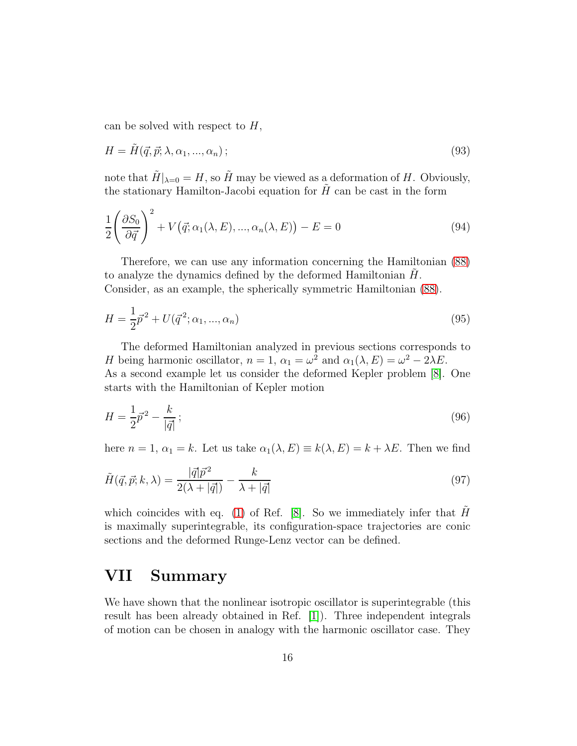can be solved with respect to $H$,

$$H = \tilde{H}(\vec{q}, \vec{p}; \lambda, \alpha_1, ..., \alpha_n)\,; \tag{93}$$

note that $\tilde{H}|_{\lambda=0} = H$, so $\tilde{H}$ may be viewed as a deformation of $H$. Obviously, the stationary Hamilton-Jacobi equation for $\tilde{H}$ can be cast in the form

$$\frac{1}{2}\left(\frac{\partial S_0}{\partial \vec{q}}\right)^2 + V\big(\vec{q}; \alpha_1(\lambda, E), ..., \alpha_n(\lambda, E)\big) - E = 0 \tag{94}$$

Therefore, we can use any information concerning the Hamiltonian (88) to analyze the dynamics defined by the deformed Hamiltonian $\tilde{H}$.
Consider, as an example, the spherically symmetric Hamiltonian (88).

$$H = \frac{1}{2}\vec{p}^{\,2} + U(\vec{q}^{\,2}; \alpha_1, ..., \alpha_n) \tag{95}$$

The deformed Hamiltonian analyzed in previous sections corresponds to $H$ being harmonic oscillator, $n = 1$, $\alpha_1 = \omega^2$ and $\alpha_1(\lambda, E) = \omega^2 - 2\lambda E$.
As a second example let us consider the deformed Kepler problem [8]. One starts with the Hamiltonian of Kepler motion

$$H = \frac{1}{2}\vec{p}^{\,2} - \frac{k}{|\vec{q}|}\,; \tag{96}$$

here $n = 1$, $\alpha_1 = k$. Let us take $\alpha_1(\lambda, E) \equiv k(\lambda, E) = k + \lambda E$. Then we find

$$\tilde{H}(\vec{q}, \vec{p}; k, \lambda) = \frac{|\vec{q}|\vec{p}^{\,2}}{2(\lambda + |\vec{q}|)} - \frac{k}{\lambda + |\vec{q}|} \tag{97}$$

which coincides with eq. (1) of Ref. [8]. So we immediately infer that $\tilde{H}$ is maximally superintegrable, its configuration-space trajectories are conic sections and the deformed Runge-Lenz vector can be defined.

# VII Summary

We have shown that the nonlinear isotropic oscillator is superintegrable (this result has been already obtained in Ref. [1]). Three independent integrals of motion can be chosen in analogy with the harmonic oscillator case. They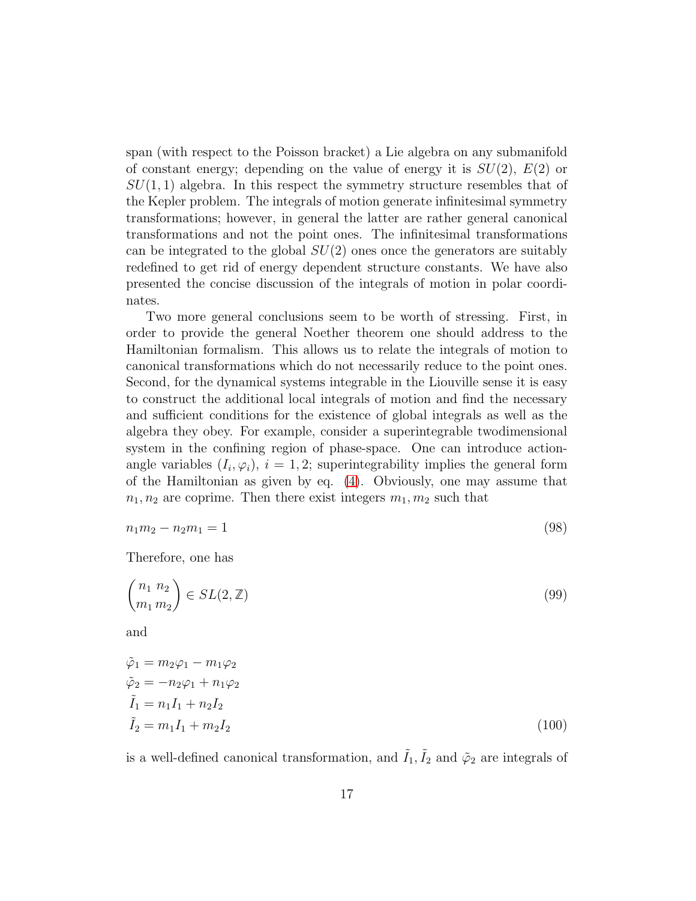span (with respect to the Poisson bracket) a Lie algebra on any submanifold of constant energy; depending on the value of energy it is $SU(2)$, $E(2)$ or $SU(1,1)$ algebra. In this respect the symmetry structure resembles that of the Kepler problem. The integrals of motion generate infinitesimal symmetry transformations; however, in general the latter are rather general canonical transformations and not the point ones. The infinitesimal transformations can be integrated to the global $SU(2)$ ones once the generators are suitably redefined to get rid of energy dependent structure constants. We have also presented the concise discussion of the integrals of motion in polar coordinates.

Two more general conclusions seem to be worth of stressing. First, in order to provide the general Noether theorem one should address to the Hamiltonian formalism. This allows us to relate the integrals of motion to canonical transformations which do not necessarily reduce to the point ones. Second, for the dynamical systems integrable in the Liouville sense it is easy to construct the additional local integrals of motion and find the necessary and sufficient conditions for the existence of global integrals as well as the algebra they obey. For example, consider a superintegrable twodimensional system in the confining region of phase-space. One can introduce action-angle variables $(I_i, \varphi_i)$, $i = 1, 2$; superintegrability implies the general form of the Hamiltonian as given by eq. (4). Obviously, one may assume that $n_1, n_2$ are coprime. Then there exist integers $m_1, m_2$ such that

$$n_1 m_2 - n_2 m_1 = 1 \tag{98}$$

Therefore, one has

$$\begin{pmatrix} n_1 & n_2 \\ m_1 & m_2 \end{pmatrix} \in SL(2, \mathbb{Z}) \tag{99}$$

and

$$\begin{aligned} \tilde{\varphi}_1 &= m_2 \varphi_1 - m_1 \varphi_2 \\ \tilde{\varphi}_2 &= -n_2 \varphi_1 + n_1 \varphi_2 \\ \tilde{I}_1 &= n_1 I_1 + n_2 I_2 \\ \tilde{I}_2 &= m_1 I_1 + m_2 I_2 \end{aligned} \tag{100}$$

is a well-defined canonical transformation, and $\tilde{I}_1, \tilde{I}_2$ and $\tilde{\varphi}_2$ are integrals of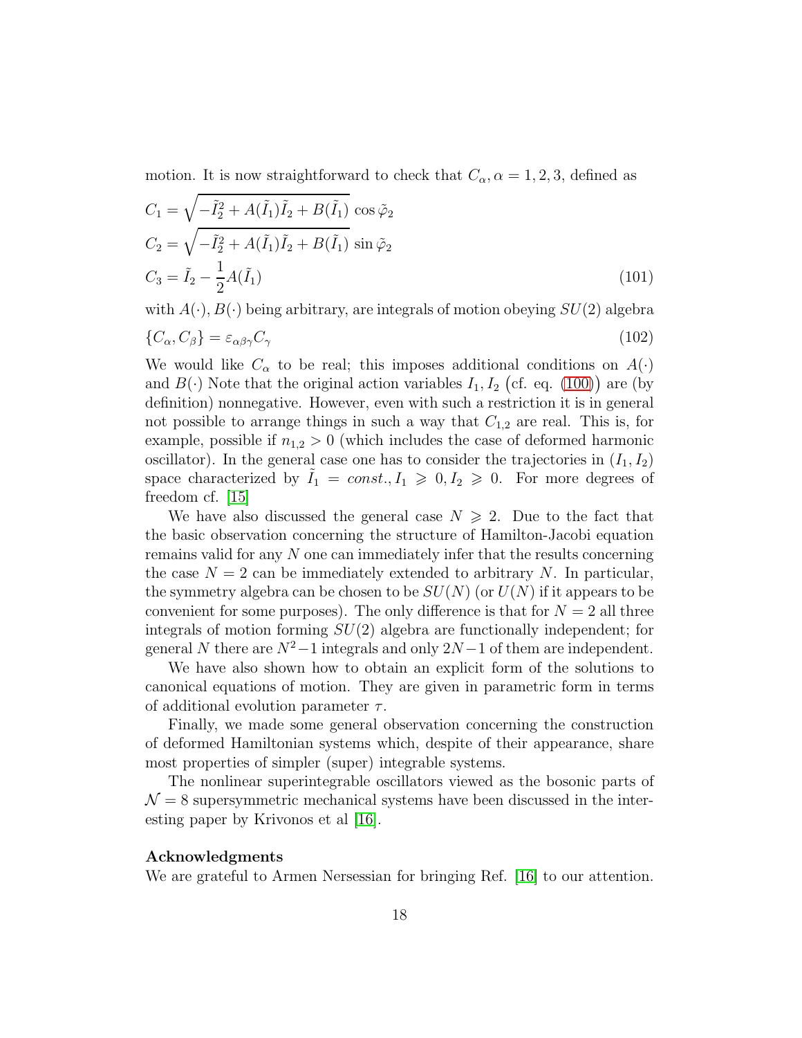motion. It is now straightforward to check that $C_\alpha, \alpha = 1, 2, 3$, defined as

$$
\begin{aligned}
C_1 &= \sqrt{-\tilde{I}_2^2 + A(\tilde{I}_1)\tilde{I}_2 + B(\tilde{I}_1)}\, \cos\tilde{\varphi}_2 \\
C_2 &= \sqrt{-\tilde{I}_2^2 + A(\tilde{I}_1)\tilde{I}_2 + B(\tilde{I}_1)}\, \sin\tilde{\varphi}_2 \\
C_3 &= \tilde{I}_2 - \frac{1}{2}A(\tilde{I}_1)
\end{aligned}
\tag{101}
$$

with $A(\cdot), B(\cdot)$ being arbitrary, are integrals of motion obeying $SU(2)$ algebra

$$
\{C_\alpha, C_\beta\} = \varepsilon_{\alpha\beta\gamma} C_\gamma \tag{102}
$$

We would like $C_\alpha$ to be real; this imposes additional conditions on $A(\cdot)$ and $B(\cdot)$ Note that the original action variables $I_1, I_2$ (cf. eq. (100)) are (by definition) nonnegative. However, even with such a restriction it is in general not possible to arrange things in such a way that $C_{1,2}$ are real. This is, for example, possible if $n_{1,2} > 0$ (which includes the case of deformed harmonic oscillator). In the general case one has to consider the trajectories in $(I_1, I_2)$ space characterized by $\tilde{I}_1 = const., I_1 \geqslant 0, I_2 \geqslant 0$. For more degrees of freedom cf. [15]

We have also discussed the general case $N \geqslant 2$. Due to the fact that the basic observation concerning the structure of Hamilton-Jacobi equation remains valid for any $N$ one can immediately infer that the results concerning the case $N = 2$ can be immediately extended to arbitrary $N$. In particular, the symmetry algebra can be chosen to be $SU(N)$ (or $U(N)$ if it appears to be convenient for some purposes). The only difference is that for $N = 2$ all three integrals of motion forming $SU(2)$ algebra are functionally independent; for general $N$ there are $N^2-1$ integrals and only $2N-1$ of them are independent.

We have also shown how to obtain an explicit form of the solutions to canonical equations of motion. They are given in parametric form in terms of additional evolution parameter $\tau$.

Finally, we made some general observation concerning the construction of deformed Hamiltonian systems which, despite of their appearance, share most properties of simpler (super) integrable systems.

The nonlinear superintegrable oscillators viewed as the bosonic parts of $\mathcal{N} = 8$ supersymmetric mechanical systems have been discussed in the interesting paper by Krivonos et al [16].

**Acknowledgments**

We are grateful to Armen Nersessian for bringing Ref. [16] to our attention.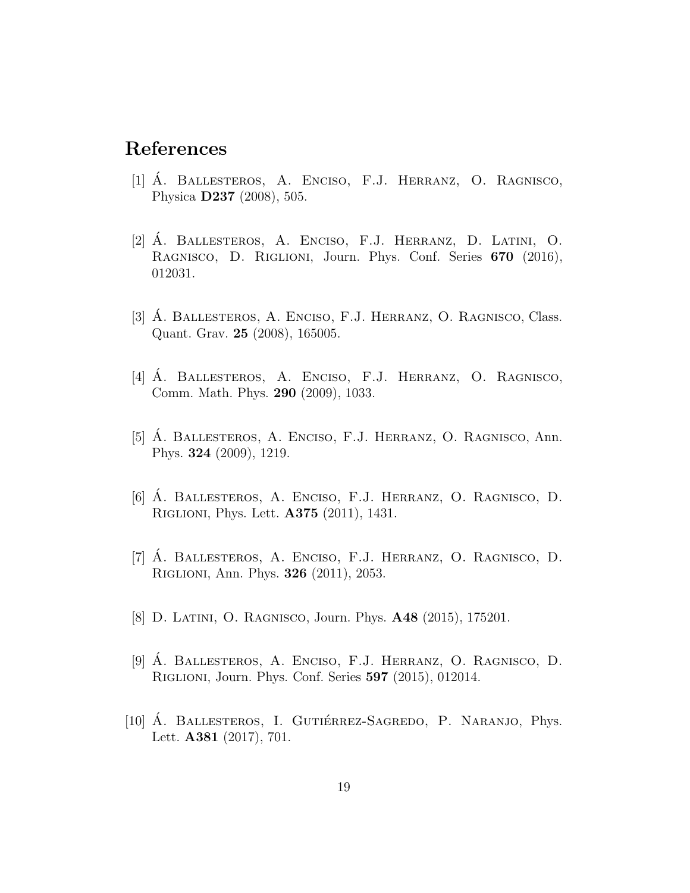# References

[1] Á. Ballesteros, A. Enciso, F.J. Herranz, O. Ragnisco, Physica **D237** (2008), 505.

[2] Á. Ballesteros, A. Enciso, F.J. Herranz, D. Latini, O. Ragnisco, D. Riglioni, Journ. Phys. Conf. Series **670** (2016), 012031.

[3] Á. Ballesteros, A. Enciso, F.J. Herranz, O. Ragnisco, Class. Quant. Grav. **25** (2008), 165005.

[4] Á. Ballesteros, A. Enciso, F.J. Herranz, O. Ragnisco, Comm. Math. Phys. **290** (2009), 1033.

[5] Á. Ballesteros, A. Enciso, F.J. Herranz, O. Ragnisco, Ann. Phys. **324** (2009), 1219.

[6] Á. Ballesteros, A. Enciso, F.J. Herranz, O. Ragnisco, D. Riglioni, Phys. Lett. **A375** (2011), 1431.

[7] Á. Ballesteros, A. Enciso, F.J. Herranz, O. Ragnisco, D. Riglioni, Ann. Phys. **326** (2011), 2053.

[8] D. Latini, O. Ragnisco, Journ. Phys. **A48** (2015), 175201.

[9] Á. Ballesteros, A. Enciso, F.J. Herranz, O. Ragnisco, D. Riglioni, Journ. Phys. Conf. Series **597** (2015), 012014.

[10] Á. Ballesteros, I. Gutiérrez-Sagredo, P. Naranjo, Phys. Lett. **A381** (2017), 701.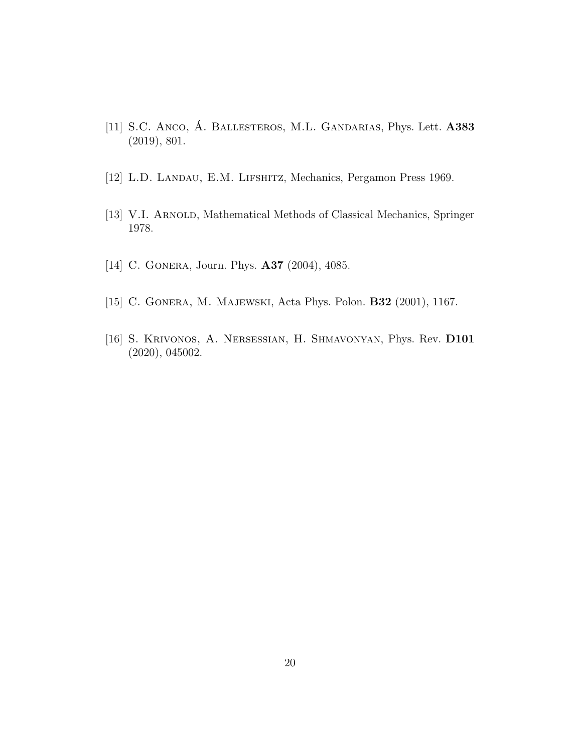[11] S.C. Anco, Á. Ballesteros, M.L. Gandarias, Phys. Lett. **A383** (2019), 801.

[12] L.D. Landau, E.M. Lifshitz, Mechanics, Pergamon Press 1969.

[13] V.I. Arnold, Mathematical Methods of Classical Mechanics, Springer 1978.

[14] C. Gonera, Journ. Phys. **A37** (2004), 4085.

[15] C. Gonera, M. Majewski, Acta Phys. Polon. **B32** (2001), 1167.

[16] S. Krivonos, A. Nersessian, H. Shmavonyan, Phys. Rev. **D101** (2020), 045002.